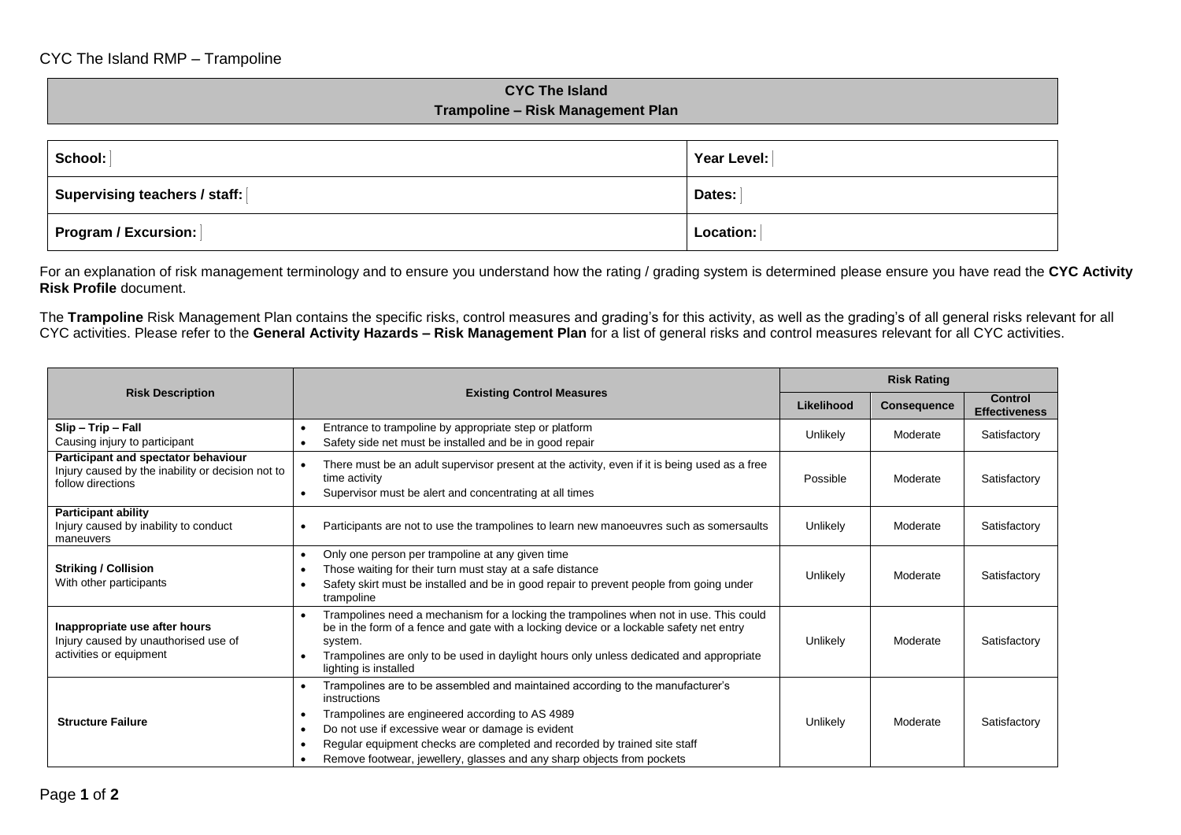# CYC The Island

## Trampoline – Risk Management Plan

| School: | Year Level: |
|---|---|
| **Supervising teachers / staff:** | **Dates:** |
| **Program / Excursion:** | **Location:** |

For an explanation of risk management terminology and to ensure you understand how the rating / grading system is determined please ensure you have read the **CYC Activity Risk Profile** document.

The **Trampoline** Risk Management Plan contains the specific risks, control measures and grading's for this activity, as well as the grading's of all general risks relevant for all CYC activities. Please refer to the **General Activity Hazards – Risk Management Plan** for a list of general risks and control measures relevant for all CYC activities.

| Risk Description | Existing Control Measures | Risk Rating | | |
|---|---|---|---|---|
| | | **Likelihood** | **Consequence** | **Control Effectiveness** |
| **Slip – Trip – Fall**<br>Causing injury to participant | • Entrance to trampoline by appropriate step or platform<br>• Safety side net must be installed and be in good repair | Unlikely | Moderate | Satisfactory |
| **Participant and spectator behaviour**<br>Injury caused by the inability or decision not to follow directions | • There must be an adult supervisor present at the activity, even if it is being used as a free time activity<br>• Supervisor must be alert and concentrating at all times | Possible | Moderate | Satisfactory |
| **Participant ability**<br>Injury caused by inability to conduct maneuvers | • Participants are not to use the trampolines to learn new manoeuvres such as somersaults | Unlikely | Moderate | Satisfactory |
| **Striking / Collision**<br>With other participants | • Only one person per trampoline at any given time<br>• Those waiting for their turn must stay at a safe distance<br>• Safety skirt must be installed and be in good repair to prevent people from going under trampoline | Unlikely | Moderate | Satisfactory |
| **Inappropriate use after hours**<br>Injury caused by unauthorised use of activities or equipment | • Trampolines need a mechanism for a locking the trampolines when not in use. This could be in the form of a fence and gate with a locking device or a lockable safety net entry system.<br>• Trampolines are only to be used in daylight hours only unless dedicated and appropriate lighting is installed | Unlikely | Moderate | Satisfactory |
| **Structure Failure** | • Trampolines are to be assembled and maintained according to the manufacturer's instructions<br>• Trampolines are engineered according to AS 4989<br>• Do not use if excessive wear or damage is evident<br>• Regular equipment checks are completed and recorded by trained site staff<br>• Remove footwear, jewellery, glasses and any sharp objects from pockets | Unlikely | Moderate | Satisfactory |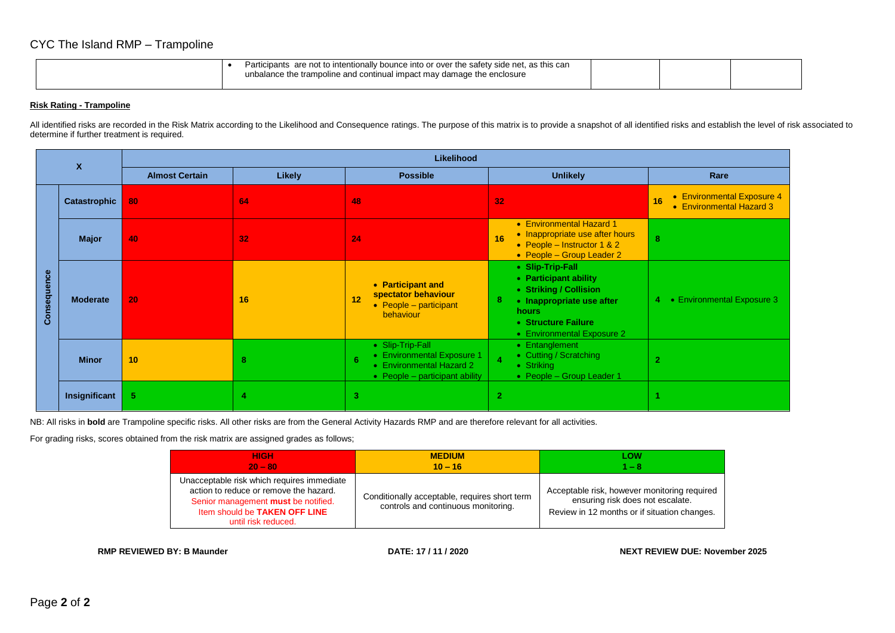| | | | | |
|---|---|---|---|---|
| | • Participants are not to intentionally bounce into or over the safety side net, as this can unbalance the trampoline and continual impact may damage the enclosure | | | |

**Risk Rating - Trampoline**

All identified risks are recorded in the Risk Matrix according to the Likelihood and Consequence ratings. The purpose of this matrix is to provide a snapshot of all identified risks and establish the level of risk associated to determine if further treatment is required.

| X | | Likelihood | | | | |
|---|---|---|---|---|---|---|
| | | **Almost Certain** | **Likely** | **Possible** | **Unlikely** | **Rare** |
| Consequence | **Catastrophic** | 80 | 64 | 48 | 32 | 16 • Environmental Exposure 4 • Environmental Hazard 3 |
| | **Major** | 40 | 32 | 24 | 16 • Environmental Hazard 1 • Inappropriate use after hours • People – Instructor 1 & 2 • People – Group Leader 2 | 8 |
| | **Moderate** | 20 | 16 | 12 • **Participant and spectator behaviour** • People – participant behaviour | 8 • **Slip-Trip-Fall** • **Participant ability** • **Striking / Collision** • **Inappropriate use after hours** • **Structure Failure** • Environmental Exposure 2 | 4 • Environmental Exposure 3 |
| | **Minor** | 10 | 8 | 6 • Slip-Trip-Fall • Environmental Exposure 1 • Environmental Hazard 2 • People – participant ability | 4 • Entanglement • Cutting / Scratching • Striking • People – Group Leader 1 | 2 |
| | **Insignificant** | 5 | 4 | 3 | 2 | 1 |

NB: All risks in **bold** are Trampoline specific risks. All other risks are from the General Activity Hazards RMP and are therefore relevant for all activities.

For grading risks, scores obtained from the risk matrix are assigned grades as follows;

| **HIGH** 20 – 80 | **MEDIUM** 10 – 16 | **LOW** 1 – 8 |
|---|---|---|
| Unacceptable risk which requires immediate action to reduce or remove the hazard. Senior management **must** be notified. Item should be **TAKEN OFF LINE** until risk reduced. | Conditionally acceptable, requires short term controls and continuous monitoring. | Acceptable risk, however monitoring required ensuring risk does not escalate. Review in 12 months or if situation changes. |

**RMP REVIEWED BY: B Maunder** **DATE: 17 / 11 / 2020** **NEXT REVIEW DUE: November 2025**